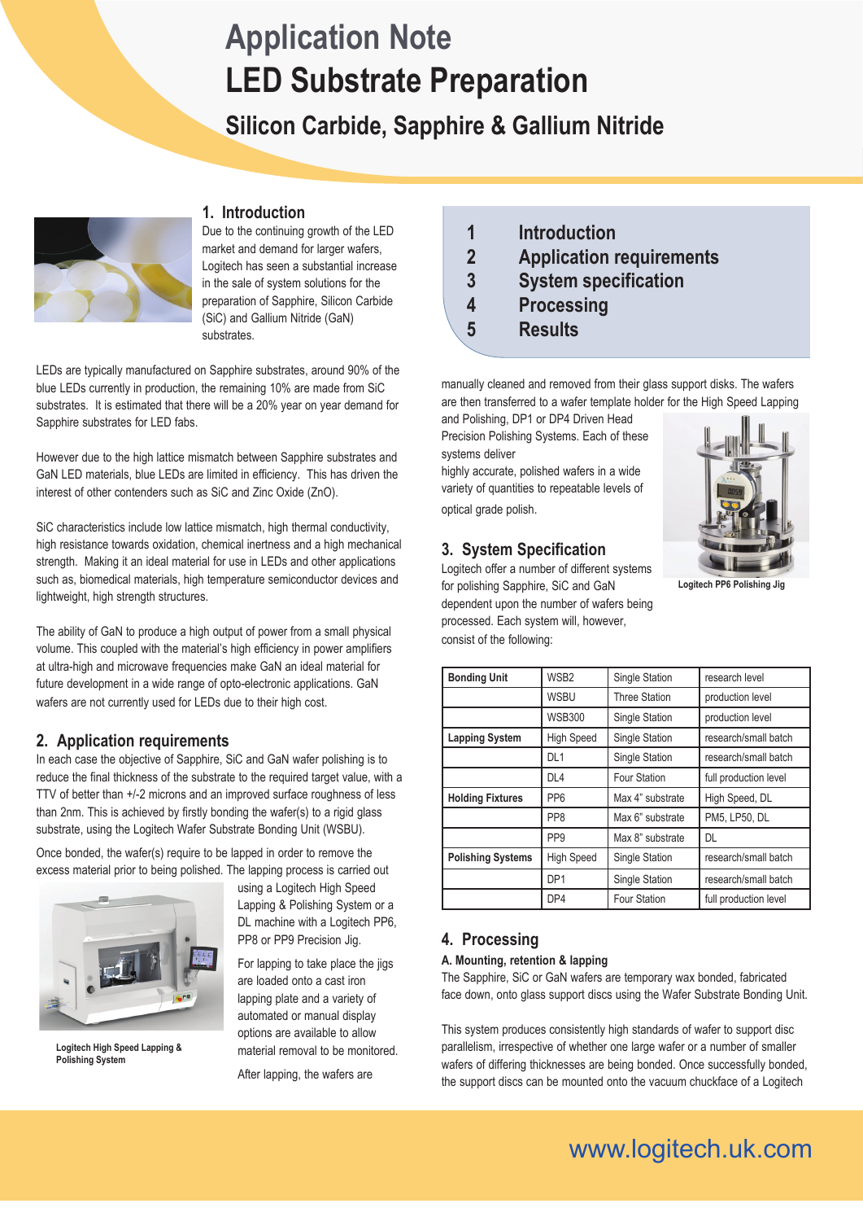# Application Note
# LED Substrate Preparation
## Silicon Carbide, Sapphire & Gallium Nitride

| | |
|---|---|
| 1 | Introduction |
| 2 | Application requirements |
| 3 | System specification |
| 4 | Processing |
| 5 | Results |

## 1. Introduction

Due to the continuing growth of the LED market and demand for larger wafers, Logitech has seen a substantial increase in the sale of system solutions for the preparation of Sapphire, Silicon Carbide (SiC) and Gallium Nitride (GaN) substrates.

LEDs are typically manufactured on Sapphire substrates, around 90% of the blue LEDs currently in production, the remaining 10% are made from SiC substrates. It is estimated that there will be a 20% year on year demand for Sapphire substrates for LED fabs.

However due to the high lattice mismatch between Sapphire substrates and GaN LED materials, blue LEDs are limited in efficiency. This has driven the interest of other contenders such as SiC and Zinc Oxide (ZnO).

SiC characteristics include low lattice mismatch, high thermal conductivity, high resistance towards oxidation, chemical inertness and a high mechanical strength. Making it an ideal material for use in LEDs and other applications such as, biomedical materials, high temperature semiconductor devices and lightweight, high strength structures.

The ability of GaN to produce a high output of power from a small physical volume. This coupled with the material's high efficiency in power amplifiers at ultra-high and microwave frequencies make GaN an ideal material for future development in a wide range of opto-electronic applications. GaN wafers are not currently used for LEDs due to their high cost.

## 2. Application requirements

In each case the objective of Sapphire, SiC and GaN wafer polishing is to reduce the final thickness of the substrate to the required target value, with a TTV of better than +/-2 microns and an improved surface roughness of less than 2nm. This is achieved by firstly bonding the wafer(s) to a rigid glass substrate, using the Logitech Wafer Substrate Bonding Unit (WSBU).

Once bonded, the wafer(s) require to be lapped in order to remove the excess material prior to being polished. The lapping process is carried out using a Logitech High Speed Lapping & Polishing System or a DL machine with a Logitech PP6, PP8 or PP9 Precision Jig.

Logitech High Speed Lapping & Polishing System

For lapping to take place the jigs are loaded onto a cast iron lapping plate and a variety of automated or manual display options are available to allow material removal to be monitored.

After lapping, the wafers are manually cleaned and removed from their glass support disks. The wafers are then transferred to a wafer template holder for the High Speed Lapping and Polishing, DP1 or DP4 Driven Head Precision Polishing Systems. Each of these systems deliver highly accurate, polished wafers in a wide variety of quantities to repeatable levels of optical grade polish.

Logitech PP6 Polishing Jig

## 3. System Specification

Logitech offer a number of different systems for polishing Sapphire, SiC and GaN dependent upon the number of wafers being processed. Each system will, however, consist of the following:

| | | | |
|---|---|---|---|
| **Bonding Unit** | WSB2 | Single Station | research level |
| | WSBU | Three Station | production level |
| | WSB300 | Single Station | production level |
| **Lapping System** | High Speed | Single Station | research/small batch |
| | DL1 | Single Station | research/small batch |
| | DL4 | Four Station | full production level |
| **Holding Fixtures** | PP6 | Max 4" substrate | High Speed, DL |
| | PP8 | Max 6" substrate | PM5, LP50, DL |
| | PP9 | Max 8" substrate | DL |
| **Polishing Systems** | High Speed | Single Station | research/small batch |
| | DP1 | Single Station | research/small batch |
| | DP4 | Four Station | full production level |

## 4. Processing

### A. Mounting, retention & lapping

The Sapphire, SiC or GaN wafers are temporary wax bonded, fabricated face down, onto glass support discs using the Wafer Substrate Bonding Unit.

This system produces consistently high standards of wafer to support disc parallelism, irrespective of whether one large wafer or a number of smaller wafers of differing thicknesses are being bonded. Once successfully bonded, the support discs can be mounted onto the vacuum chuckface of a Logitech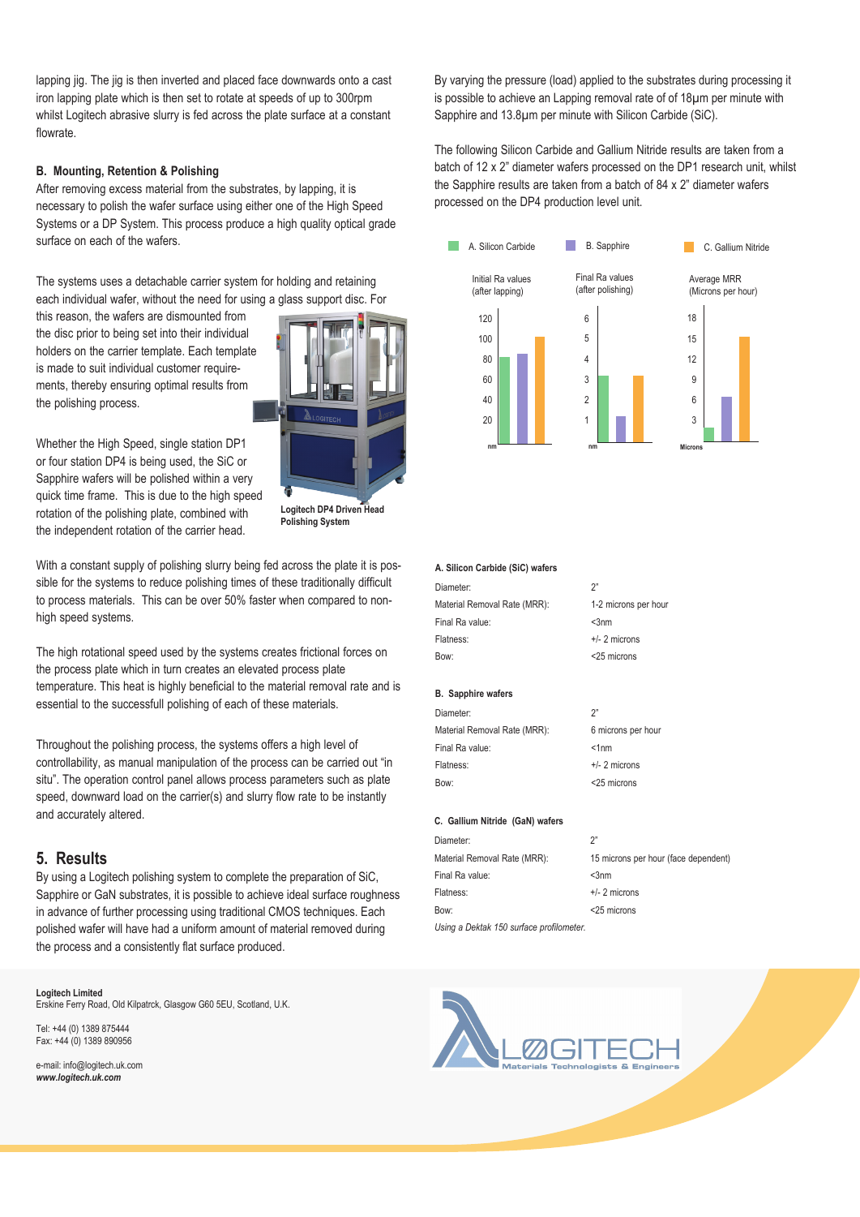lapping jig. The jig is then inverted and placed face downwards onto a cast iron lapping plate which is then set to rotate at speeds of up to 300rpm whilst Logitech abrasive slurry is fed across the plate surface at a constant flowrate.

### B. Mounting, Retention & Polishing

After removing excess material from the substrates, by lapping, it is necessary to polish the wafer surface using either one of the High Speed Systems or a DP System. This process produce a high quality optical grade surface on each of the wafers.

The systems uses a detachable carrier system for holding and retaining each individual wafer, without the need for using a glass support disc. For this reason, the wafers are dismounted from the disc prior to being set into their individual holders on the carrier template. Each template is made to suit individual customer requirements, thereby ensuring optimal results from the polishing process.

Whether the High Speed, single station DP1 or four station DP4 is being used, the SiC or Sapphire wafers will be polished within a very quick time frame. This is due to the high speed rotation of the polishing plate, combined with the independent rotation of the carrier head.

**Logitech DP4 Driven Head Polishing System**

With a constant supply of polishing slurry being fed across the plate it is possible for the systems to reduce polishing times of these traditionally difficult to process materials. This can be over 50% faster when compared to non-high speed systems.

The high rotational speed used by the systems creates frictional forces on the process plate which in turn creates an elevated process plate temperature. This heat is highly beneficial to the material removal rate and is essential to the successfull polishing of each of these materials.

Throughout the polishing process, the systems offers a high level of controllability, as manual manipulation of the process can be carried out "in situ". The operation control panel allows process parameters such as plate speed, downward load on the carrier(s) and slurry flow rate to be instantly and accurately altered.

## 5. Results

By using a Logitech polishing system to complete the preparation of SiC, Sapphire or GaN substrates, it is possible to achieve ideal surface roughness in advance of further processing using traditional CMOS techniques. Each polished wafer will have had a uniform amount of material removed during the process and a consistently flat surface produced.

By varying the pressure (load) applied to the substrates during processing it is possible to achieve an Lapping removal rate of of 18µm per minute with Sapphire and 13.8µm per minute with Silicon Carbide (SiC).

The following Silicon Carbide and Gallium Nitride results are taken from a batch of 12 x 2" diameter wafers processed on the DP1 research unit, whilst the Sapphire results are taken from a batch of 84 x 2" diameter wafers processed on the DP4 production level unit.

A. Silicon Carbide
B. Sapphire
C. Gallium Nitride

Initial Ra values (after lapping)
120
100
80
60
40
20
nm

Final Ra values (after polishing)
6
5
4
3
2
1
nm

Average MRR (Microns per hour)
18
15
12
9
6
3
Microns

**A. Silicon Carbide (SiC) wafers**

| | |
|---|---|
| Diameter: | 2" |
| Material Removal Rate (MRR): | 1-2 microns per hour |
| Final Ra value: | <3nm |
| Flatness: | +/- 2 microns |
| Bow: | <25 microns |

**B. Sapphire wafers**

| | |
|---|---|
| Diameter: | 2" |
| Material Removal Rate (MRR): | 6 microns per hour |
| Final Ra value: | <1nm |
| Flatness: | +/- 2 microns |
| Bow: | <25 microns |

**C. Gallium Nitride (GaN) wafers**

| | |
|---|---|
| Diameter: | 2" |
| Material Removal Rate (MRR): | 15 microns per hour (face dependent) |
| Final Ra value: | <3nm |
| Flatness: | +/- 2 microns |
| Bow: | <25 microns |

*Using a Dektak 150 surface profilometer.*

**Logitech Limited**
Erskine Ferry Road, Old Kilpatrck, Glasgow G60 5EU, Scotland, U.K.

Tel: +44 (0) 1389 875444
Fax: +44 (0) 1389 890956

e-mail: info@logitech.uk.com
***www.logitech.uk.com***

LOGITECH
Materials Technologists & Engineers